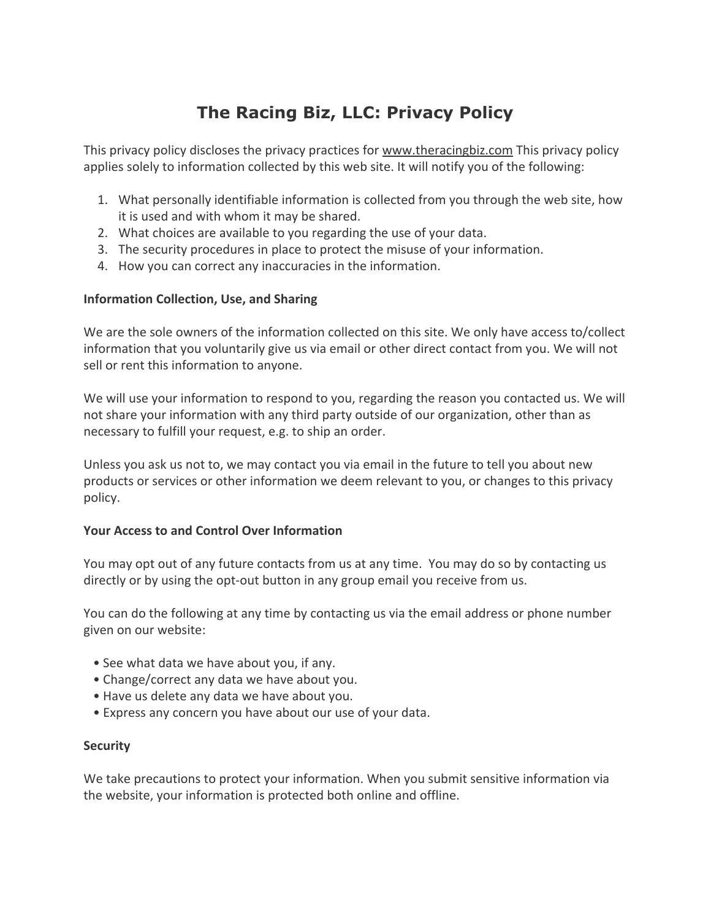# The Racing Biz, LLC: Privacy Policy

This privacy policy discloses the privacy practices for www.theracingbiz.com This privacy policy applies solely to information collected by this web site. It will notify you of the following:

1. What personally identifiable information is collected from you through the web site, how it is used and with whom it may be shared.
2. What choices are available to you regarding the use of your data.
3. The security procedures in place to protect the misuse of your information.
4. How you can correct any inaccuracies in the information.

**Information Collection, Use, and Sharing**

We are the sole owners of the information collected on this site. We only have access to/collect information that you voluntarily give us via email or other direct contact from you. We will not sell or rent this information to anyone.

We will use your information to respond to you, regarding the reason you contacted us. We will not share your information with any third party outside of our organization, other than as necessary to fulfill your request, e.g. to ship an order.

Unless you ask us not to, we may contact you via email in the future to tell you about new products or services or other information we deem relevant to you, or changes to this privacy policy.

**Your Access to and Control Over Information**

You may opt out of any future contacts from us at any time. You may do so by contacting us directly or by using the opt-out button in any group email you receive from us.

You can do the following at any time by contacting us via the email address or phone number given on our website:

- See what data we have about you, if any.
- Change/correct any data we have about you.
- Have us delete any data we have about you.
- Express any concern you have about our use of your data.

**Security**

We take precautions to protect your information. When you submit sensitive information via the website, your information is protected both online and offline.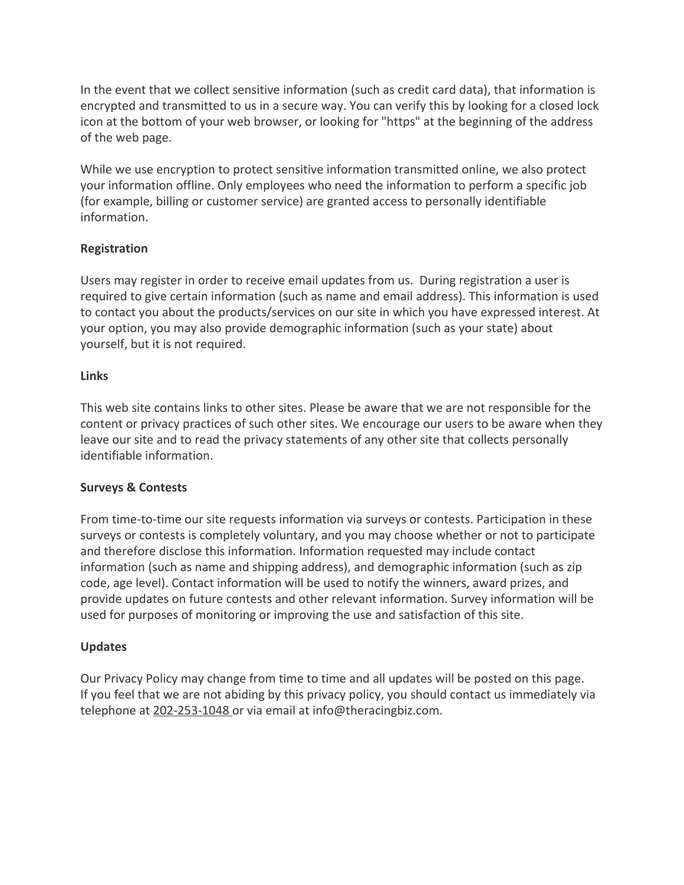In the event that we collect sensitive information (such as credit card data), that information is encrypted and transmitted to us in a secure way. You can verify this by looking for a closed lock icon at the bottom of your web browser, or looking for "https" at the beginning of the address of the web page.

While we use encryption to protect sensitive information transmitted online, we also protect your information offline. Only employees who need the information to perform a specific job (for example, billing or customer service) are granted access to personally identifiable information.

**Registration**

Users may register in order to receive email updates from us. During registration a user is required to give certain information (such as name and email address). This information is used to contact you about the products/services on our site in which you have expressed interest. At your option, you may also provide demographic information (such as your state) about yourself, but it is not required.

**Links**

This web site contains links to other sites. Please be aware that we are not responsible for the content or privacy practices of such other sites. We encourage our users to be aware when they leave our site and to read the privacy statements of any other site that collects personally identifiable information.

**Surveys & Contests**

From time-to-time our site requests information via surveys or contests. Participation in these surveys or contests is completely voluntary, and you may choose whether or not to participate and therefore disclose this information. Information requested may include contact information (such as name and shipping address), and demographic information (such as zip code, age level). Contact information will be used to notify the winners, award prizes, and provide updates on future contests and other relevant information. Survey information will be used for purposes of monitoring or improving the use and satisfaction of this site.

**Updates**

Our Privacy Policy may change from time to time and all updates will be posted on this page. If you feel that we are not abiding by this privacy policy, you should contact us immediately via telephone at 202-253-1048 or via email at info@theracingbiz.com.